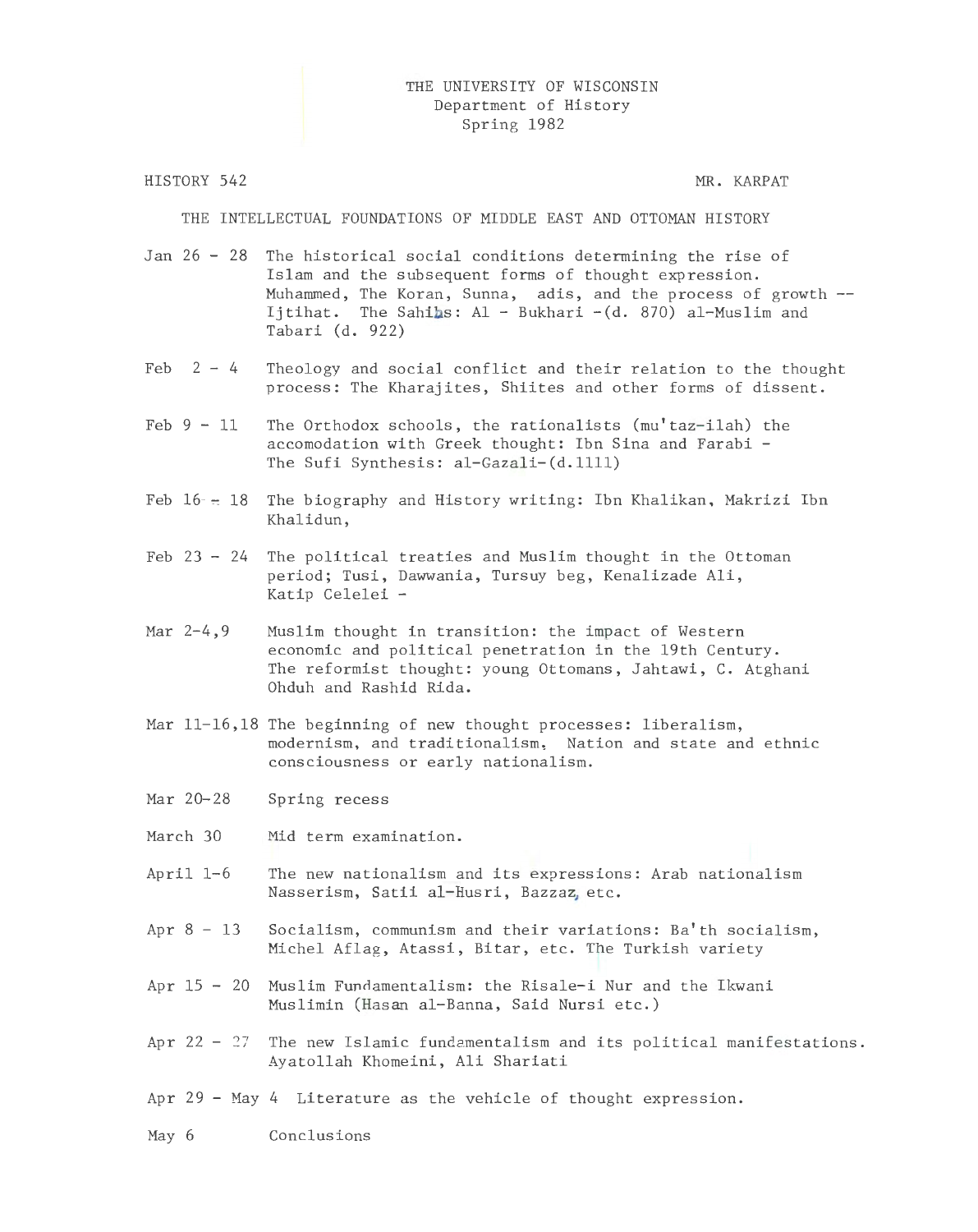THE UNIVERSITY OF WISCONSIN
Department of History
Spring 1982

HISTORY 542 MR. KARPAT

THE INTELLECTUAL FOUNDATIONS OF MIDDLE EAST AND OTTOMAN HISTORY

| | |
|---|---|
| Jan 26 - 28 | The historical social conditions determining the rise of Islam and the subsequent forms of thought expression. Muhammed, The Koran, Sunna, adis, and the process of growth -- Ijtihat. The Sahihs: Al - Bukhari -(d. 870) al-Muslim and Tabari (d. 922) |
| Feb 2 - 4 | Theology and social conflict and their relation to the thought process: The Kharajites, Shiites and other forms of dissent. |
| Feb 9 - 11 | The Orthodox schools, the rationalists (mu'taz-ilah) the accomodation with Greek thought: Ibn Sina and Farabi - The Sufi Synthesis: al-Gazali-(d.1111) |
| Feb 16 - 18 | The biography and History writing: Ibn Khalikan, Makrizi Ibn Khalidun, |
| Feb 23 - 24 | The political treaties and Muslim thought in the Ottoman period; Tusi, Dawwania, Tursuy beg, Kenalizade Ali, Katip Celelei - |
| Mar 2-4,9 | Muslim thought in transition: the impact of Western economic and political penetration in the 19th Century. The reformist thought: young Ottomans, Jahtawi, C. Atghani Ohduh and Rashid Rida. |
| Mar 11-16,18 | The beginning of new thought processes: liberalism, modernism, and traditionalism. Nation and state and ethnic consciousness or early nationalism. |
| Mar 20-28 | Spring recess |
| March 30 | Mid term examination. |
| April 1-6 | The new nationalism and its expressions: Arab nationalism Nasserism, Satii al-Husri, Bazzaz, etc. |
| Apr 8 - 13 | Socialism, communism and their variations: Ba'th socialism, Michel Aflag, Atassi, Bitar, etc. The Turkish variety |
| Apr 15 - 20 | Muslim Fundamentalism: the Risale-i Nur and the Ikwani Muslimin (Hasan al-Banna, Said Nursi etc.) |
| Apr 22 - 27 | The new Islamic fundamentalism and its political manifestations. Ayatollah Khomeini, Ali Shariati |
| Apr 29 - May 4 | Literature as the vehicle of thought expression. |
| May 6 | Conclusions |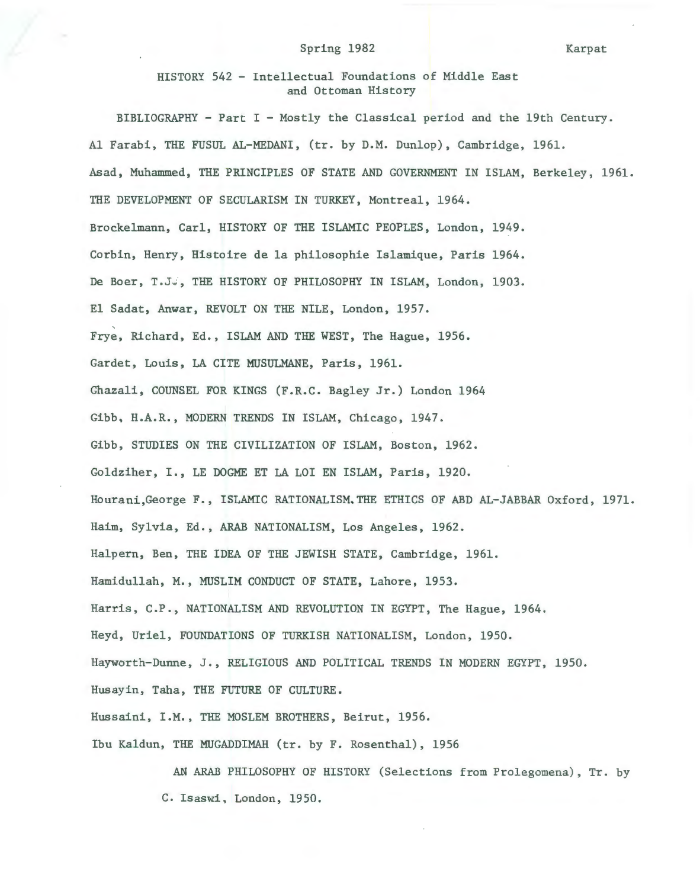Spring 1982 Karpat

HISTORY 542 - Intellectual Foundations of Middle East and Ottoman History

BIBLIOGRAPHY - Part I - Mostly the Classical period and the 19th Century.

Al Farabi, THE FUSUL AL-MEDANI, (tr. by D.M. Dunlop), Cambridge, 1961.

Asad, Muhammed, THE PRINCIPLES OF STATE AND GOVERNMENT IN ISLAM, Berkeley, 1961.

THE DEVELOPMENT OF SECULARISM IN TURKEY, Montreal, 1964.

Brockelmann, Carl, HISTORY OF THE ISLAMIC PEOPLES, London, 1949.

Corbin, Henry, Histoire de la philosophie Islamique, Paris 1964.

De Boer, T.J., THE HISTORY OF PHILOSOPHY IN ISLAM, London, 1903.

El Sadat, Anwar, REVOLT ON THE NILE, London, 1957.

Frye, Richard, Ed., ISLAM AND THE WEST, The Hague, 1956.

Gardet, Louis, LA CITE MUSULMANE, Paris, 1961.

Ghazali, COUNSEL FOR KINGS (F.R.C. Bagley Jr.) London 1964

Gibb, H.A.R., MODERN TRENDS IN ISLAM, Chicago, 1947.

Gibb, STUDIES ON THE CIVILIZATION OF ISLAM, Boston, 1962.

Goldziher, I., LE DOGME ET LA LOI EN ISLAM, Paris, 1920.

Hourani,George F., ISLAMIC RATIONALISM.THE ETHICS OF ABD AL-JABBAR Oxford, 1971.

Haim, Sylvia, Ed., ARAB NATIONALISM, Los Angeles, 1962.

Halpern, Ben, THE IDEA OF THE JEWISH STATE, Cambridge, 1961.

Hamidullah, M., MUSLIM CONDUCT OF STATE, Lahore, 1953.

Harris, C.P., NATIONALISM AND REVOLUTION IN EGYPT, The Hague, 1964.

Heyd, Uriel, FOUNDATIONS OF TURKISH NATIONALISM, London, 1950.

Hayworth-Dunne, J., RELIGIOUS AND POLITICAL TRENDS IN MODERN EGYPT, 1950.

Husayin, Taha, THE FUTURE OF CULTURE.

Hussaini, I.M., THE MOSLEM BROTHERS, Beirut, 1956.

Ibu Kaldun, THE MUGADDIMAH (tr. by F. Rosenthal), 1956

AN ARAB PHILOSOPHY OF HISTORY (Selections from Prolegomena), Tr. by C. Isaswi, London, 1950.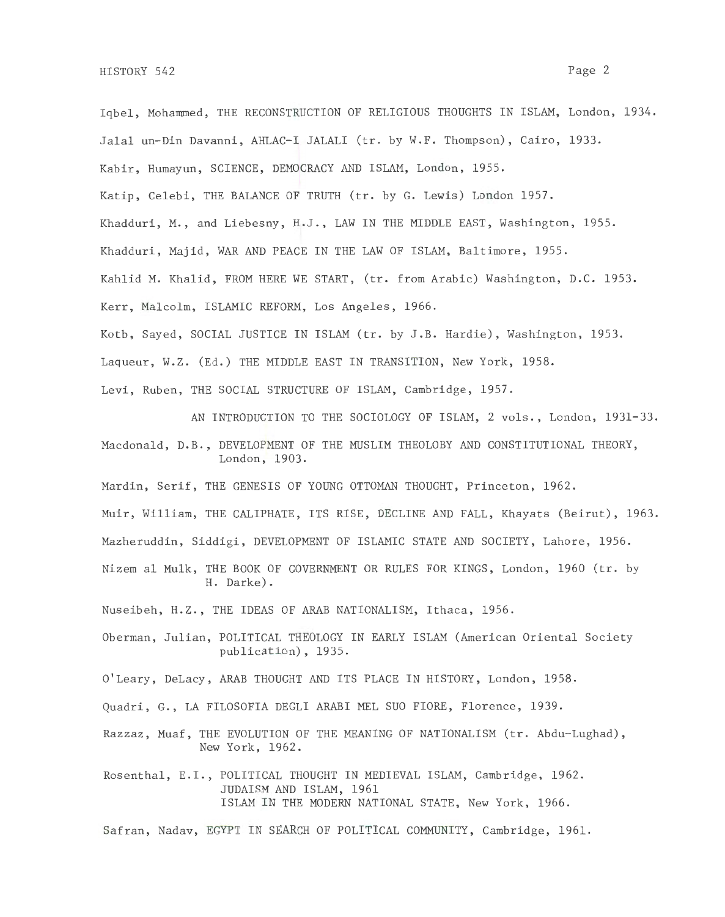Iqbel, Mohammed, THE RECONSTRUCTION OF RELIGIOUS THOUGHTS IN ISLAM, London, 1934.

Jalal un-Din Davanni, AHLAC-I JALALI (tr. by W.F. Thompson), Cairo, 1933.

Kabir, Humayun, SCIENCE, DEMOCRACY AND ISLAM, London, 1955.

Katip, Celebi, THE BALANCE OF TRUTH (tr. by G. Lewis) London 1957.

Khadduri, M., and Liebesny, H.J., LAW IN THE MIDDLE EAST, Washington, 1955.

Khadduri, Majid, WAR AND PEACE IN THE LAW OF ISLAM, Baltimore, 1955.

Kahlid M. Khalid, FROM HERE WE START, (tr. from Arabic) Washington, D.C. 1953.

Kerr, Malcolm, ISLAMIC REFORM, Los Angeles, 1966.

Kotb, Sayed, SOCIAL JUSTICE IN ISLAM (tr. by J.B. Hardie), Washington, 1953.

Laqueur, W.Z. (Ed.) THE MIDDLE EAST IN TRANSITION, New York, 1958.

Levi, Ruben, THE SOCIAL STRUCTURE OF ISLAM, Cambridge, 1957.

AN INTRODUCTION TO THE SOCIOLOGY OF ISLAM, 2 vols., London, 1931-33.

Macdonald, D.B., DEVELOPMENT OF THE MUSLIM THEOLOBY AND CONSTITUTIONAL THEORY, London, 1903.

Mardin, Serif, THE GENESIS OF YOUNG OTTOMAN THOUGHT, Princeton, 1962.

Muir, William, THE CALIPHATE, ITS RISE, DECLINE AND FALL, Khayats (Beirut), 1963.

Mazheruddin, Siddigi, DEVELOPMENT OF ISLAMIC STATE AND SOCIETY, Lahore, 1956.

Nizem al Mulk, THE BOOK OF GOVERNMENT OR RULES FOR KINGS, London, 1960 (tr. by H. Darke).

Nuseibeh, H.Z., THE IDEAS OF ARAB NATIONALISM, Ithaca, 1956.

Oberman, Julian, POLITICAL THEOLOGY IN EARLY ISLAM (American Oriental Society publication), 1935.

O'Leary, DeLacy, ARAB THOUGHT AND ITS PLACE IN HISTORY, London, 1958.

Quadri, G., LA FILOSOFIA DEGLI ARABI MEL SUO FIORE, Florence, 1939.

Razzaz, Muaf, THE EVOLUTION OF THE MEANING OF NATIONALISM (tr. Abdu-Lughad), New York, 1962.

Rosenthal, E.I., POLITICAL THOUGHT IN MEDIEVAL ISLAM, Cambridge, 1962.
JUDAISM AND ISLAM, 1961
ISLAM IN THE MODERN NATIONAL STATE, New York, 1966.

Safran, Nadav, EGYPT IN SEARCH OF POLITICAL COMMUNITY, Cambridge, 1961.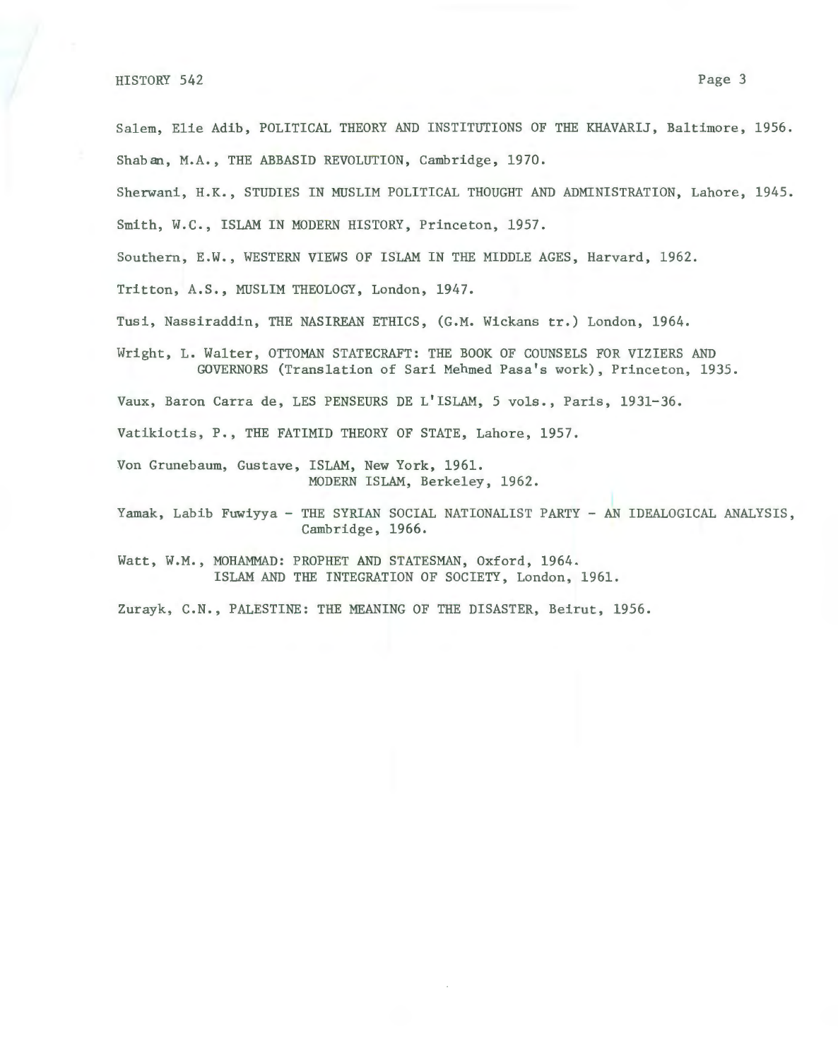Salem, Elie Adib, POLITICAL THEORY AND INSTITUTIONS OF THE KHAVARIJ, Baltimore, 1956.

Shaban, M.A., THE ABBASID REVOLUTION, Cambridge, 1970.

Sherwani, H.K., STUDIES IN MUSLIM POLITICAL THOUGHT AND ADMINISTRATION, Lahore, 1945.

Smith, W.C., ISLAM IN MODERN HISTORY, Princeton, 1957.

Southern, E.W., WESTERN VIEWS OF ISLAM IN THE MIDDLE AGES, Harvard, 1962.

Tritton, A.S., MUSLIM THEOLOGY, London, 1947.

Tusi, Nassiraddin, THE NASIREAN ETHICS, (G.M. Wickans tr.) London, 1964.

Wright, L. Walter, OTTOMAN STATECRAFT: THE BOOK OF COUNSELS FOR VIZIERS AND GOVERNORS (Translation of Sari Mehmed Pasa's work), Princeton, 1935.

Vaux, Baron Carra de, LES PENSEURS DE L'ISLAM, 5 vols., Paris, 1931-36.

Vatikiotis, P., THE FATIMID THEORY OF STATE, Lahore, 1957.

Von Grunebaum, Gustave, ISLAM, New York, 1961.
MODERN ISLAM, Berkeley, 1962.

Yamak, Labib Fuwiyya - THE SYRIAN SOCIAL NATIONALIST PARTY - AN IDEALOGICAL ANALYSIS, Cambridge, 1966.

Watt, W.M., MOHAMMAD: PROPHET AND STATESMAN, Oxford, 1964.
ISLAM AND THE INTEGRATION OF SOCIETY, London, 1961.

Zurayk, C.N., PALESTINE: THE MEANING OF THE DISASTER, Beirut, 1956.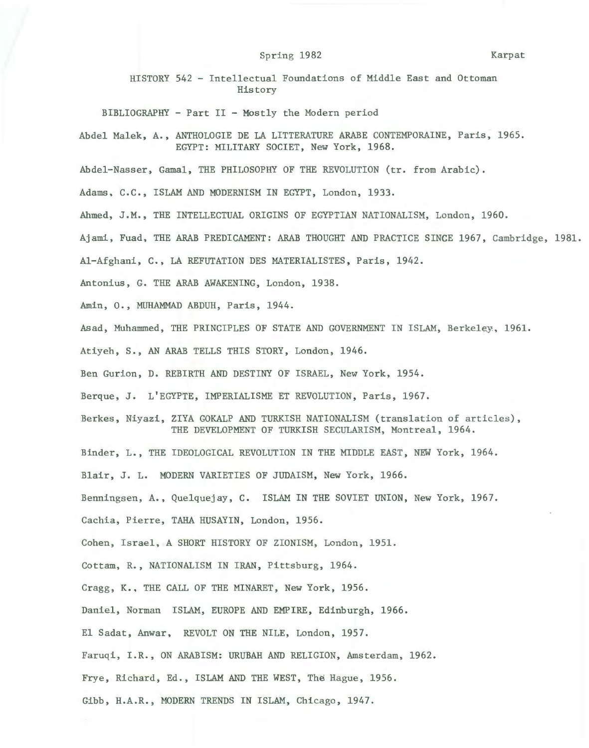Spring 1982 Karpat

HISTORY 542 - Intellectual Foundations of Middle East and Ottoman History

BIBLIOGRAPHY - Part II - Mostly the Modern period

Abdel Malek, A., ANTHOLOGIE DE LA LITTERATURE ARABE CONTEMPORAINE, Paris, 1965.
EGYPT: MILITARY SOCIET, New York, 1968.

Abdel-Nasser, Gamal, THE PHILOSOPHY OF THE REVOLUTION (tr. from Arabic).

Adams, C.C., ISLAM AND MODERNISM IN EGYPT, London, 1933.

Ahmed, J.M., THE INTELLECTUAL ORIGINS OF EGYPTIAN NATIONALISM, London, 1960.

Ajami, Fuad, THE ARAB PREDICAMENT: ARAB THOUGHT AND PRACTICE SINCE 1967, Cambridge, 1981.

Al-Afghani, C., LA REFUTATION DES MATERIALISTES, Paris, 1942.

Antonius, G. THE ARAB AWAKENING, London, 1938.

Amin, O., MUHAMMAD ABDUH, Paris, 1944.

Asad, Muhammed, THE PRINCIPLES OF STATE AND GOVERNMENT IN ISLAM, Berkeley, 1961.

Atiyeh, S., AN ARAB TELLS THIS STORY, London, 1946.

Ben Gurion, D. REBIRTH AND DESTINY OF ISRAEL, New York, 1954.

Berque, J. L'EGYPTE, IMPERIALISME ET REVOLUTION, Paris, 1967.

Berkes, Niyazi, ZIYA GOKALP AND TURKISH NATIONALISM (translation of articles),
THE DEVELOPMENT OF TURKISH SECULARISM, Montreal, 1964.

Binder, L., THE IDEOLOGICAL REVOLUTION IN THE MIDDLE EAST, NEW York, 1964.

Blair, J. L. MODERN VARIETIES OF JUDAISM, New York, 1966.

Benningsen, A., Quelquejay, C. ISLAM IN THE SOVIET UNION, New York, 1967.

Cachia, Pierre, TAHA HUSAYIN, London, 1956.

Cohen, Israel, A SHORT HISTORY OF ZIONISM, London, 1951.

Cottam, R., NATIONALISM IN IRAN, Pittsburg, 1964.

Cragg, K., THE CALL OF THE MINARET, New York, 1956.

Daniel, Norman ISLAM, EUROPE AND EMPIRE, Edinburgh, 1966.

El Sadat, Anwar, REVOLT ON THE NILE, London, 1957.

Faruqi, I.R., ON ARABISM: URUBAH AND RELIGION, Amsterdam, 1962.

Frye, Richard, Ed., ISLAM AND THE WEST, The Hague, 1956.

Gibb, H.A.R., MODERN TRENDS IN ISLAM, Chicago, 1947.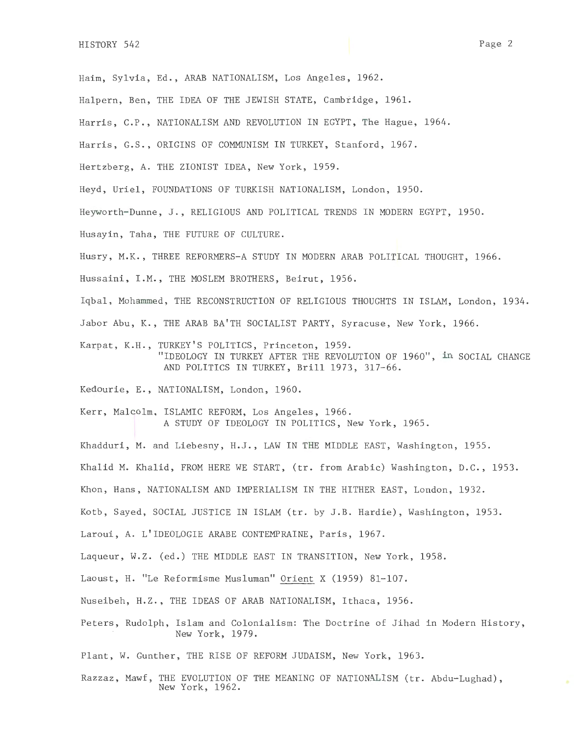Haim, Sylvia, Ed., ARAB NATIONALISM, Los Angeles, 1962.

Halpern, Ben, THE IDEA OF THE JEWISH STATE, Cambridge, 1961.

Harris, C.P., NATIONALISM AND REVOLUTION IN EGYPT, The Hague, 1964.

Harris, G.S., ORIGINS OF COMMUNISM IN TURKEY, Stanford, 1967.

Hertzberg, A. THE ZIONIST IDEA, New York, 1959.

Heyd, Uriel, FOUNDATIONS OF TURKISH NATIONALISM, London, 1950.

Heyworth-Dunne, J., RELIGIOUS AND POLITICAL TRENDS IN MODERN EGYPT, 1950.

Husayin, Taha, THE FUTURE OF CULTURE.

Husry, M.K., THREE REFORMERS-A STUDY IN MODERN ARAB POLITICAL THOUGHT, 1966.

Hussaini, I.M., THE MOSLEM BROTHERS, Beirut, 1956.

Iqbal, Mohammed, THE RECONSTRUCTION OF RELIGIOUS THOUGHTS IN ISLAM, London, 1934.

Jabor Abu, K., THE ARAB BA'TH SOCIALIST PARTY, Syracuse, New York, 1966.

Karpat, K.H., TURKEY'S POLITICS, Princeton, 1959.
"IDEOLOGY IN TURKEY AFTER THE REVOLUTION OF 1960", in SOCIAL CHANGE AND POLITICS IN TURKEY, Brill 1973, 317-66.

Kedourie, E., NATIONALISM, London, 1960.

Kerr, Malcolm, ISLAMIC REFORM, Los Angeles, 1966.
A STUDY OF IDEOLOGY IN POLITICS, New York, 1965.

Khadduri, M. and Liebesny, H.J., LAW IN THE MIDDLE EAST, Washington, 1955.

Khalid M. Khalid, FROM HERE WE START, (tr. from Arabic) Washington, D.C., 1953.

Khon, Hans, NATIONALISM AND IMPERIALISM IN THE HITHER EAST, London, 1932.

Kotb, Sayed, SOCIAL JUSTICE IN ISLAM (tr. by J.B. Hardie), Washington, 1953.

Laroui, A. L'IDEOLOGIE ARABE CONTEMPRAINE, Paris, 1967.

Laqueur, W.Z. (ed.) THE MIDDLE EAST IN TRANSITION, New York, 1958.

Laoust, H. "Le Reformisme Musluman" Orient X (1959) 81-107.

Nuseibeh, H.Z., THE IDEAS OF ARAB NATIONALISM, Ithaca, 1956.

Peters, Rudolph, Islam and Colonialism: The Doctrine of Jihad in Modern History, New York, 1979.

Plant, W. Gunther, THE RISE OF REFORM JUDAISM, New York, 1963.

Razzaz, Mawf, THE EVOLUTION OF THE MEANING OF NATIONALISM (tr. Abdu-Lughad), New York, 1962.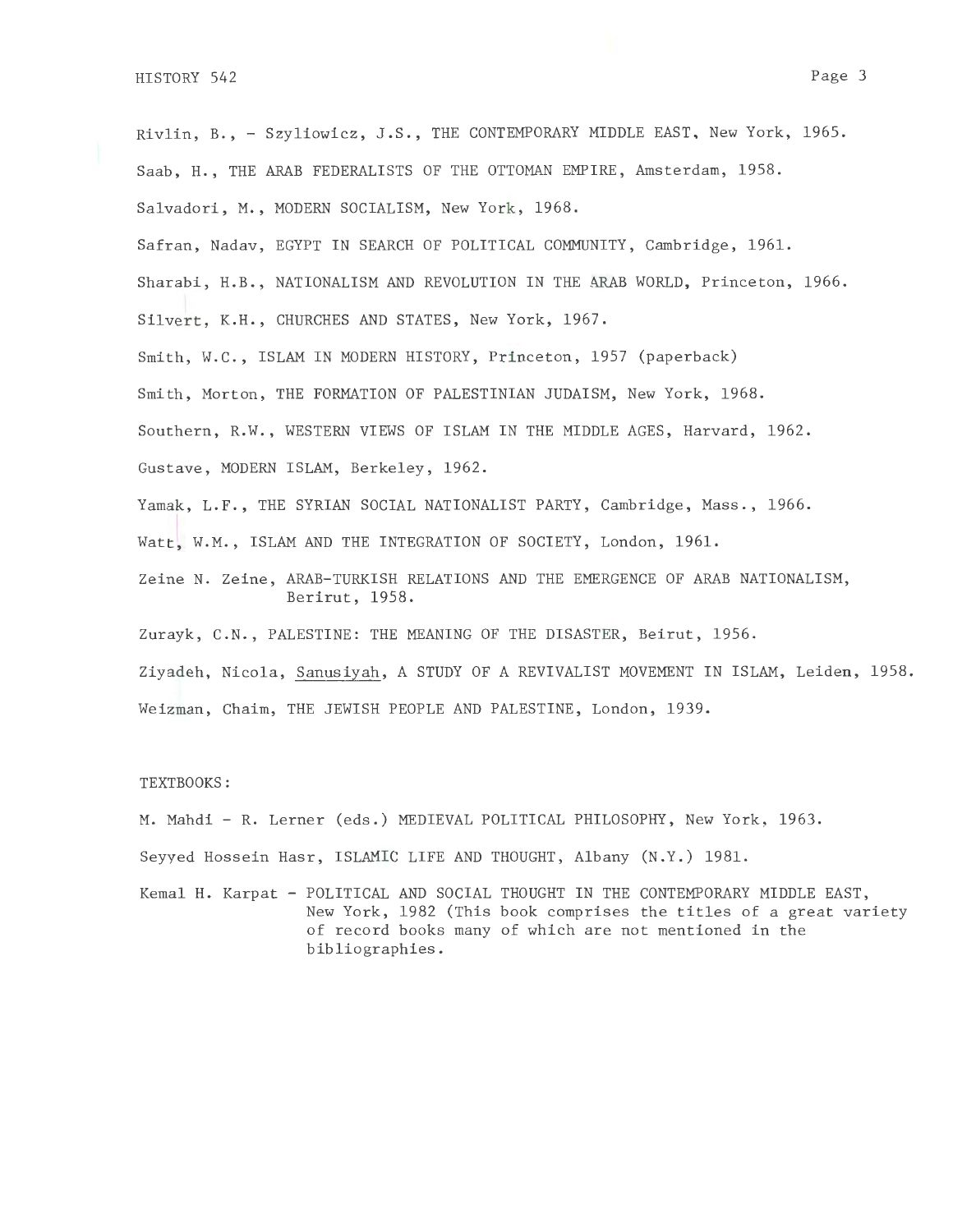Rivlin, B., - Szyliowicz, J.S., THE CONTEMPORARY MIDDLE EAST, New York, 1965.

Saab, H., THE ARAB FEDERALISTS OF THE OTTOMAN EMPIRE, Amsterdam, 1958.

Salvadori, M., MODERN SOCIALISM, New York, 1968.

Safran, Nadav, EGYPT IN SEARCH OF POLITICAL COMMUNITY, Cambridge, 1961.

Sharabi, H.B., NATIONALISM AND REVOLUTION IN THE ARAB WORLD, Princeton, 1966.

Silvert, K.H., CHURCHES AND STATES, New York, 1967.

Smith, W.C., ISLAM IN MODERN HISTORY, Princeton, 1957 (paperback)

Smith, Morton, THE FORMATION OF PALESTINIAN JUDAISM, New York, 1968.

Southern, R.W., WESTERN VIEWS OF ISLAM IN THE MIDDLE AGES, Harvard, 1962.

Gustave, MODERN ISLAM, Berkeley, 1962.

Yamak, L.F., THE SYRIAN SOCIAL NATIONALIST PARTY, Cambridge, Mass., 1966.

Watt, W.M., ISLAM AND THE INTEGRATION OF SOCIETY, London, 1961.

Zeine N. Zeine, ARAB-TURKISH RELATIONS AND THE EMERGENCE OF ARAB NATIONALISM, Berirut, 1958.

Zurayk, C.N., PALESTINE: THE MEANING OF THE DISASTER, Beirut, 1956.

Ziyadeh, Nicola, Sanusiyah, A STUDY OF A REVIVALIST MOVEMENT IN ISLAM, Leiden, 1958.

Weizman, Chaim, THE JEWISH PEOPLE AND PALESTINE, London, 1939.

TEXTBOOKS:

M. Mahdi - R. Lerner (eds.) MEDIEVAL POLITICAL PHILOSOPHY, New York, 1963.

Seyyed Hossein Hasr, ISLAMIC LIFE AND THOUGHT, Albany (N.Y.) 1981.

Kemal H. Karpat - POLITICAL AND SOCIAL THOUGHT IN THE CONTEMPORARY MIDDLE EAST, New York, 1982 (This book comprises the titles of a great variety of record books many of which are not mentioned in the bibliographies.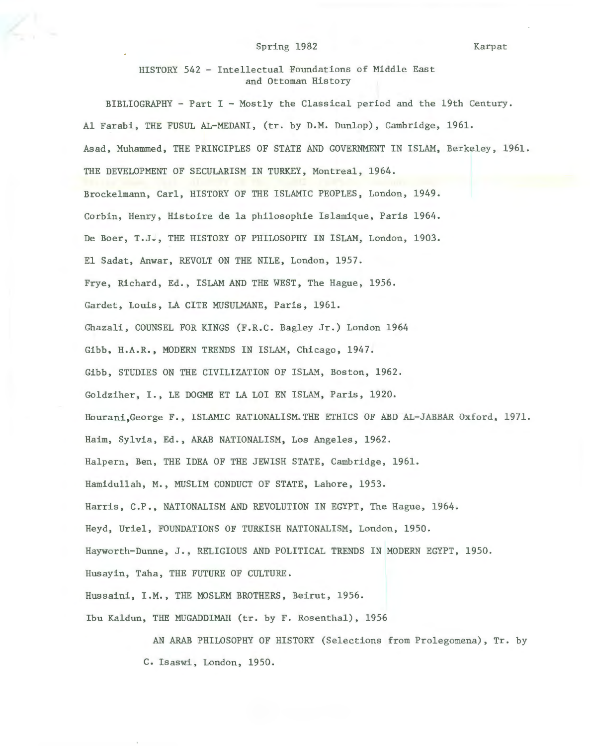Spring 1982 Karpat

# HISTORY 542 - Intellectual Foundations of Middle East and Ottoman History

BIBLIOGRAPHY - Part I - Mostly the Classical period and the 19th Century.

Al Farabi, THE FUSUL AL-MEDANI, (tr. by D.M. Dunlop), Cambridge, 1961.

Asad, Muhammed, THE PRINCIPLES OF STATE AND GOVERNMENT IN ISLAM, Berkeley, 1961.

THE DEVELOPMENT OF SECULARISM IN TURKEY, Montreal, 1964.

Brockelmann, Carl, HISTORY OF THE ISLAMIC PEOPLES, London, 1949.

Corbin, Henry, Histoire de la philosophie Islamique, Paris 1964.

De Boer, T.J., THE HISTORY OF PHILOSOPHY IN ISLAM, London, 1903.

El Sadat, Anwar, REVOLT ON THE NILE, London, 1957.

Frye, Richard, Ed., ISLAM AND THE WEST, The Hague, 1956.

Gardet, Louis, LA CITE MUSULMANE, Paris, 1961.

Ghazali, COUNSEL FOR KINGS (F.R.C. Bagley Jr.) London 1964

Gibb, H.A.R., MODERN TRENDS IN ISLAM, Chicago, 1947.

Gibb, STUDIES ON THE CIVILIZATION OF ISLAM, Boston, 1962.

Goldziher, I., LE DOGME ET LA LOI EN ISLAM, Paris, 1920.

Hourani,George F., ISLAMIC RATIONALISM.THE ETHICS OF ABD AL-JABBAR Oxford, 1971.

Haim, Sylvia, Ed., ARAB NATIONALISM, Los Angeles, 1962.

Halpern, Ben, THE IDEA OF THE JEWISH STATE, Cambridge, 1961.

Hamidullah, M., MUSLIM CONDUCT OF STATE, Lahore, 1953.

Harris, C.P., NATIONALISM AND REVOLUTION IN EGYPT, The Hague, 1964.

Heyd, Uriel, FOUNDATIONS OF TURKISH NATIONALISM, London, 1950.

Hayworth-Dunne, J., RELIGIOUS AND POLITICAL TRENDS IN MODERN EGYPT, 1950.

Husayin, Taha, THE FUTURE OF CULTURE.

Hussaini, I.M., THE MOSLEM BROTHERS, Beirut, 1956.

Ibu Kaldun, THE MUGADDIMAH (tr. by F. Rosenthal), 1956

AN ARAB PHILOSOPHY OF HISTORY (Selections from Prolegomena), Tr. by C. Isaswi, London, 1950.